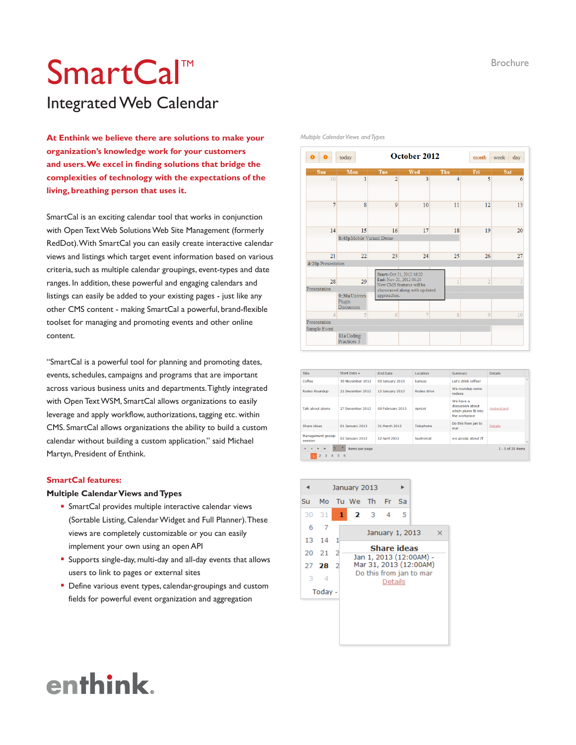# SmartCal™

## Integrated Web Calendar

Brochure

**At Enthink we believe there are solutions to make your organization's knowledge work for your customers and users. We excel in finding solutions that bridge the complexities of technology with the expectations of the living, breathing person that uses it.**

SmartCal is an exciting calendar tool that works in conjunction with Open Text Web Solutions Web Site Management (formerly RedDot). With SmartCal you can easily create interactive calendar views and listings which target event information based on various criteria, such as multiple calendar groupings, event-types and date ranges. In addition, these powerful and engaging calendars and listings can easily be added to your existing pages - just like any other CMS content - making SmartCal a powerful, brand-flexible toolset for managing and promoting events and other online content.

"SmartCal is a powerful tool for planning and promoting dates, events, schedules, campaigns and programs that are important across various business units and departments. Tightly integrated with Open Text WSM, SmartCal allows organizations to easily leverage and apply workflow, authorizations, tagging etc. within CMS. SmartCal offers organizations the ability to build a custom calendar without building a custom application." said Michael Martyn, President of Enthink.

### SmartCal features:

**Multiple Calendar Views and Types**

- SmartCal provides multiple interactive calendar views (Sortable Listing, Calendar Widget and Full Planner). These views are completely customizable or you can easily implement your own using an open API
- Supports single-day, multi-day and all-day events that allows users to link to pages or external sites
- Define various event types, calendar-groupings and custom fields for powerful event organization and aggregation

*Multiple Calendar Views and Types*

enthink.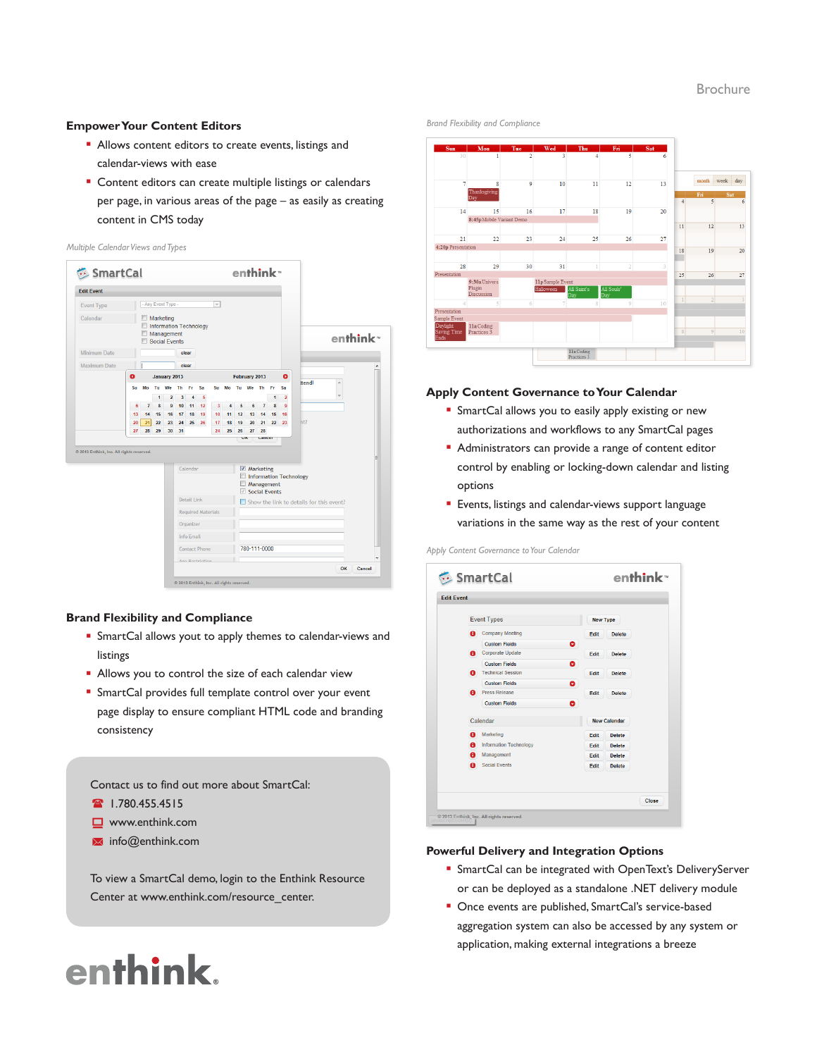## Empower Your Content Editors

- Allows content editors to create events, listings and calendar-views with ease
- Content editors can create multiple listings or calendars per page, in various areas of the page – as easily as creating content in CMS today

*Multiple Calendar Views and Types*

## Brand Flexibility and Compliance

- SmartCal allows yout to apply themes to calendar-views and listings
- Allows you to control the size of each calendar view
- SmartCal provides full template control over your event page display to ensure compliant HTML code and branding consistency

Contact us to find out more about SmartCal:

1.780.455.4515

www.enthink.com

info@enthink.com

To view a SmartCal demo, login to the Enthink Resource Center at www.enthink.com/resource_center.

*Brand Flexibility and Compliance*

## Apply Content Governance to Your Calendar

- SmartCal allows you to easily apply existing or new authorizations and workflows to any SmartCal pages
- Administrators can provide a range of content editor control by enabling or locking-down calendar and listing options
- Events, listings and calendar-views support language variations in the same way as the rest of your content

*Apply Content Governance to Your Calendar*

## Powerful Delivery and Integration Options

- SmartCal can be integrated with OpenText's DeliveryServer or can be deployed as a standalone .NET delivery module
- Once events are published, SmartCal's service-based aggregation system can also be accessed by any system or application, making external integrations a breeze